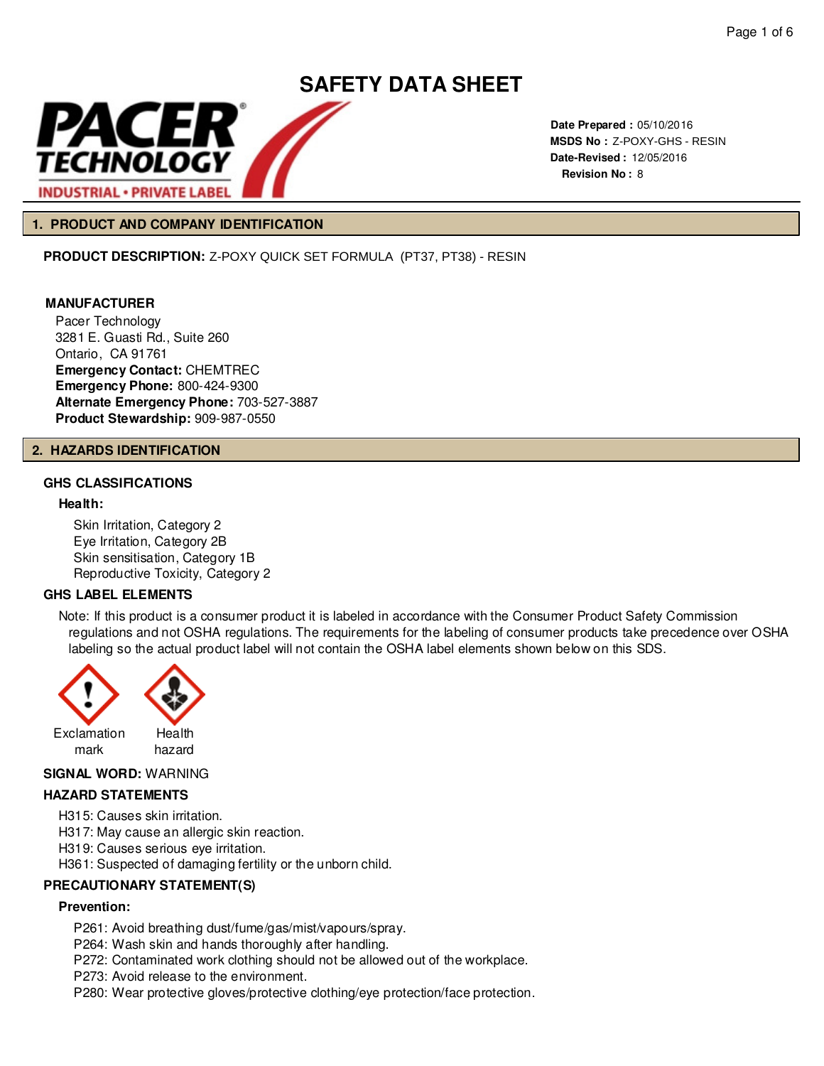# SAFETY DATA SHEET

**Date Prepared :** 05/10/2016
**MSDS No :** Z-POXY-GHS - RESIN
**Date-Revised :** 12/05/2016
**Revision No :** 8

## 1. PRODUCT AND COMPANY IDENTIFICATION

**PRODUCT DESCRIPTION:** Z-POXY QUICK SET FORMULA (PT37, PT38) - RESIN

**MANUFACTURER**

Pacer Technology
3281 E. Guasti Rd., Suite 260
Ontario, CA 91761
**Emergency Contact:** CHEMTREC
**Emergency Phone:** 800-424-9300
**Alternate Emergency Phone:** 703-527-3887
**Product Stewardship:** 909-987-0550

## 2. HAZARDS IDENTIFICATION

### GHS CLASSIFICATIONS

**Health:**

Skin Irritation, Category 2
Eye Irritation, Category 2B
Skin sensitisation, Category 1B
Reproductive Toxicity, Category 2

### GHS LABEL ELEMENTS

Note: If this product is a consumer product it is labeled in accordance with the Consumer Product Safety Commission regulations and not OSHA regulations. The requirements for the labeling of consumer products take precedence over OSHA labeling so the actual product label will not contain the OSHA label elements shown below on this SDS.

Exclamation mark    Health hazard

**SIGNAL WORD:** WARNING

### HAZARD STATEMENTS

H315: Causes skin irritation.
H317: May cause an allergic skin reaction.
H319: Causes serious eye irritation.
H361: Suspected of damaging fertility or the unborn child.

### PRECAUTIONARY STATEMENT(S)

**Prevention:**

P261: Avoid breathing dust/fume/gas/mist/vapours/spray.
P264: Wash skin and hands thoroughly after handling.
P272: Contaminated work clothing should not be allowed out of the workplace.
P273: Avoid release to the environment.
P280: Wear protective gloves/protective clothing/eye protection/face protection.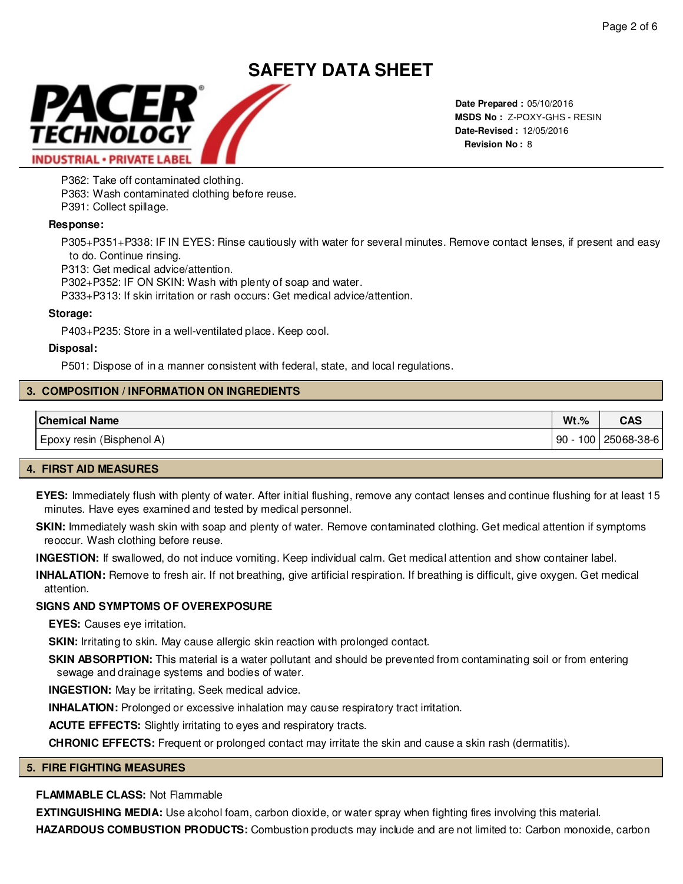# SAFETY DATA SHEET

**Date Prepared :** 05/10/2016
**MSDS No :** Z-POXY-GHS - RESIN
**Date-Revised :** 12/05/2016
**Revision No :** 8

P362: Take off contaminated clothing.
P363: Wash contaminated clothing before reuse.
P391: Collect spillage.

**Response:**

P305+P351+P338: IF IN EYES: Rinse cautiously with water for several minutes. Remove contact lenses, if present and easy to do. Continue rinsing.
P313: Get medical advice/attention.
P302+P352: IF ON SKIN: Wash with plenty of soap and water.
P333+P313: If skin irritation or rash occurs: Get medical advice/attention.

**Storage:**

P403+P235: Store in a well-ventilated place. Keep cool.

**Disposal:**

P501: Dispose of in a manner consistent with federal, state, and local regulations.

## 3. COMPOSITION / INFORMATION ON INGREDIENTS

| Chemical Name | Wt.% | CAS |
|---|---|---|
| Epoxy resin (Bisphenol A) | 90 - 100 | 25068-38-6 |

## 4. FIRST AID MEASURES

**EYES:** Immediately flush with plenty of water. After initial flushing, remove any contact lenses and continue flushing for at least 15 minutes. Have eyes examined and tested by medical personnel.

**SKIN:** Immediately wash skin with soap and plenty of water. Remove contaminated clothing. Get medical attention if symptoms reoccur. Wash clothing before reuse.

**INGESTION:** If swallowed, do not induce vomiting. Keep individual calm. Get medical attention and show container label.

**INHALATION:** Remove to fresh air. If not breathing, give artificial respiration. If breathing is difficult, give oxygen. Get medical attention.

**SIGNS AND SYMPTOMS OF OVEREXPOSURE**

**EYES:** Causes eye irritation.

**SKIN:** Irritating to skin. May cause allergic skin reaction with prolonged contact.

**SKIN ABSORPTION:** This material is a water pollutant and should be prevented from contaminating soil or from entering sewage and drainage systems and bodies of water.

**INGESTION:** May be irritating. Seek medical advice.

**INHALATION:** Prolonged or excessive inhalation may cause respiratory tract irritation.

**ACUTE EFFECTS:** Slightly irritating to eyes and respiratory tracts.

**CHRONIC EFFECTS:** Frequent or prolonged contact may irritate the skin and cause a skin rash (dermatitis).

## 5. FIRE FIGHTING MEASURES

**FLAMMABLE CLASS:** Not Flammable

**EXTINGUISHING MEDIA:** Use alcohol foam, carbon dioxide, or water spray when fighting fires involving this material.

**HAZARDOUS COMBUSTION PRODUCTS:** Combustion products may include and are not limited to: Carbon monoxide, carbon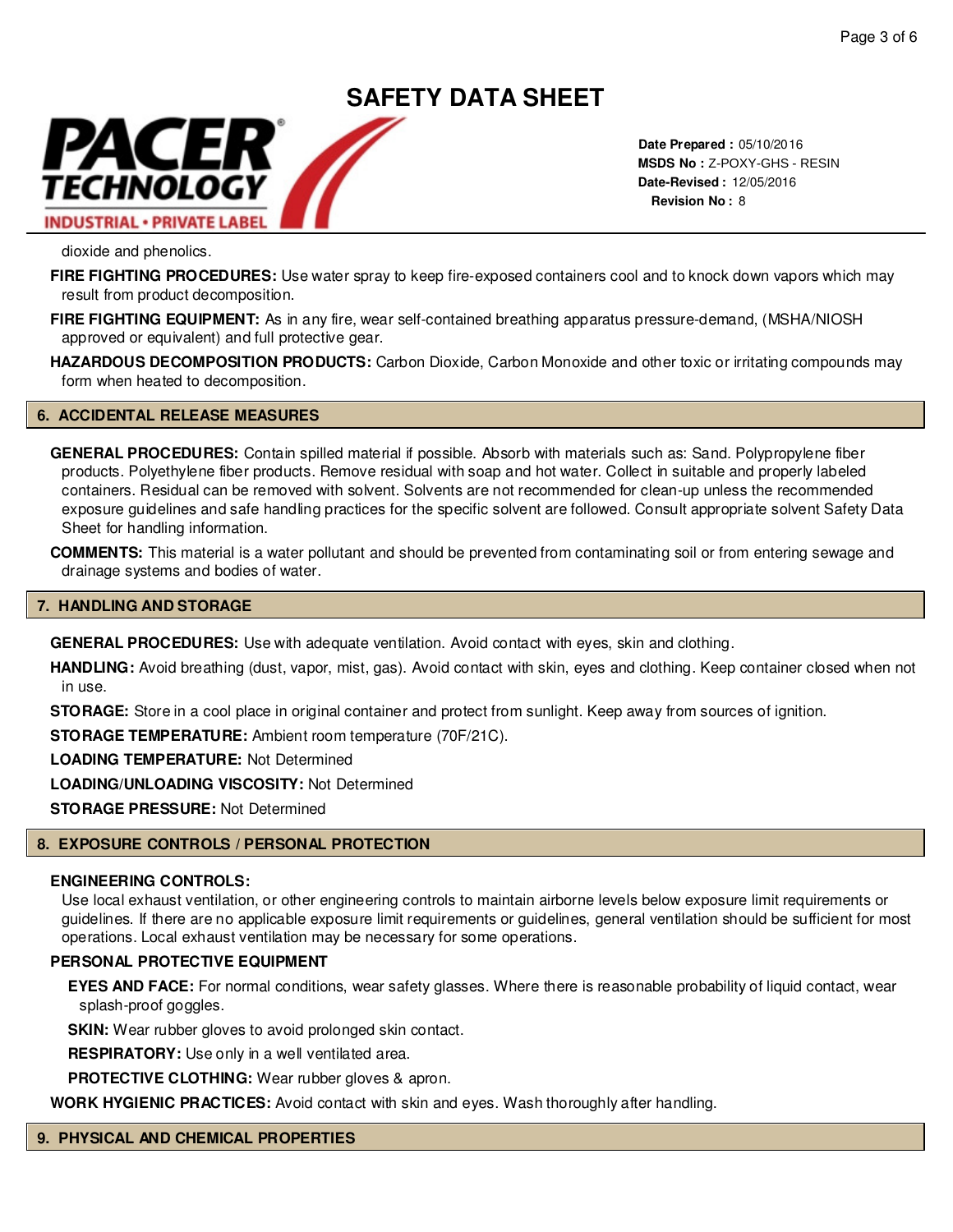dioxide and phenolics.

**FIRE FIGHTING PROCEDURES:** Use water spray to keep fire-exposed containers cool and to knock down vapors which may result from product decomposition.

**FIRE FIGHTING EQUIPMENT:** As in any fire, wear self-contained breathing apparatus pressure-demand, (MSHA/NIOSH approved or equivalent) and full protective gear.

**HAZARDOUS DECOMPOSITION PRODUCTS:** Carbon Dioxide, Carbon Monoxide and other toxic or irritating compounds may form when heated to decomposition.

## 6. ACCIDENTAL RELEASE MEASURES

**GENERAL PROCEDURES:** Contain spilled material if possible. Absorb with materials such as: Sand. Polypropylene fiber products. Polyethylene fiber products. Remove residual with soap and hot water. Collect in suitable and properly labeled containers. Residual can be removed with solvent. Solvents are not recommended for clean-up unless the recommended exposure guidelines and safe handling practices for the specific solvent are followed. Consult appropriate solvent Safety Data Sheet for handling information.

**COMMENTS:** This material is a water pollutant and should be prevented from contaminating soil or from entering sewage and drainage systems and bodies of water.

## 7. HANDLING AND STORAGE

**GENERAL PROCEDURES:** Use with adequate ventilation. Avoid contact with eyes, skin and clothing.

**HANDLING:** Avoid breathing (dust, vapor, mist, gas). Avoid contact with skin, eyes and clothing. Keep container closed when not in use.

**STORAGE:** Store in a cool place in original container and protect from sunlight. Keep away from sources of ignition.

**STORAGE TEMPERATURE:** Ambient room temperature (70F/21C).

**LOADING TEMPERATURE:** Not Determined

**LOADING/UNLOADING VISCOSITY:** Not Determined

**STORAGE PRESSURE:** Not Determined

## 8. EXPOSURE CONTROLS / PERSONAL PROTECTION

**ENGINEERING CONTROLS:**

Use local exhaust ventilation, or other engineering controls to maintain airborne levels below exposure limit requirements or guidelines. If there are no applicable exposure limit requirements or guidelines, general ventilation should be sufficient for most operations. Local exhaust ventilation may be necessary for some operations.

**PERSONAL PROTECTIVE EQUIPMENT**

**EYES AND FACE:** For normal conditions, wear safety glasses. Where there is reasonable probability of liquid contact, wear splash-proof goggles.

**SKIN:** Wear rubber gloves to avoid prolonged skin contact.

**RESPIRATORY:** Use only in a well ventilated area.

**PROTECTIVE CLOTHING:** Wear rubber gloves & apron.

**WORK HYGIENIC PRACTICES:** Avoid contact with skin and eyes. Wash thoroughly after handling.

## 9. PHYSICAL AND CHEMICAL PROPERTIES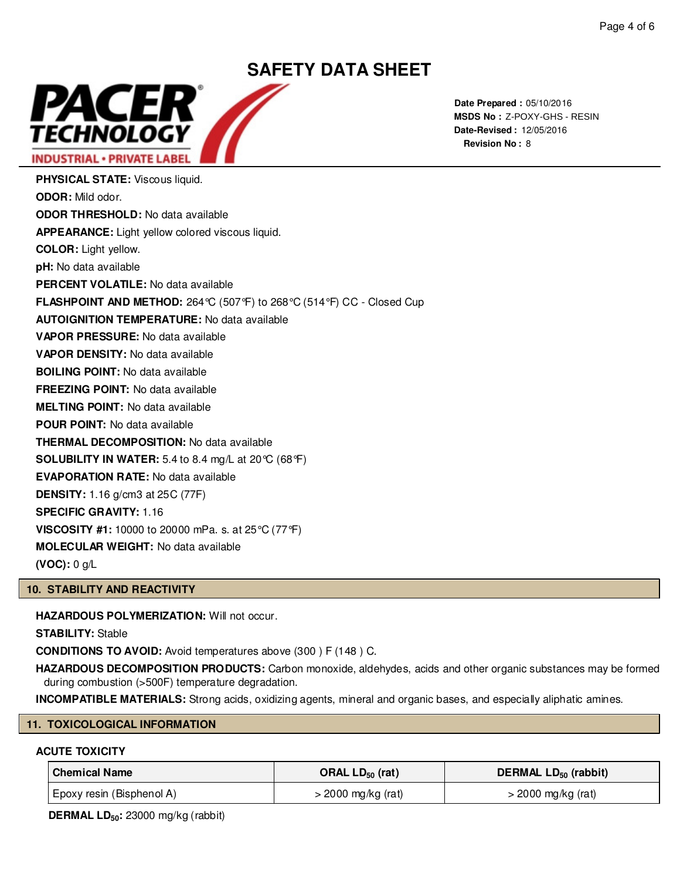# SAFETY DATA SHEET

**Date Prepared :** 05/10/2016
**MSDS No :** Z-POXY-GHS - RESIN
**Date-Revised :** 12/05/2016
**Revision No :** 8

**PHYSICAL STATE:** Viscous liquid.

**ODOR:** Mild odor.

**ODOR THRESHOLD:** No data available

**APPEARANCE:** Light yellow colored viscous liquid.

**COLOR:** Light yellow.

**pH:** No data available

**PERCENT VOLATILE:** No data available

**FLASHPOINT AND METHOD:** 264°C (507°F) to 268°C (514°F) CC - Closed Cup

**AUTOIGNITION TEMPERATURE:** No data available

**VAPOR PRESSURE:** No data available

**VAPOR DENSITY:** No data available

**BOILING POINT:** No data available

**FREEZING POINT:** No data available

**MELTING POINT:** No data available

**POUR POINT:** No data available

**THERMAL DECOMPOSITION:** No data available

**SOLUBILITY IN WATER:** 5.4 to 8.4 mg/L at 20°C (68°F)

**EVAPORATION RATE:** No data available

**DENSITY:** 1.16 g/cm3 at 25C (77F)

**SPECIFIC GRAVITY:** 1.16

**VISCOSITY #1:** 10000 to 20000 mPa. s. at 25°C (77°F)

**MOLECULAR WEIGHT:** No data available

**(VOC):** 0 g/L

## 10. STABILITY AND REACTIVITY

**HAZARDOUS POLYMERIZATION:** Will not occur.

**STABILITY:** Stable

**CONDITIONS TO AVOID:** Avoid temperatures above (300 ) F (148 ) C.

**HAZARDOUS DECOMPOSITION PRODUCTS:** Carbon monoxide, aldehydes, acids and other organic substances may be formed during combustion (>500F) temperature degradation.

**INCOMPATIBLE MATERIALS:** Strong acids, oxidizing agents, mineral and organic bases, and especially aliphatic amines.

## 11. TOXICOLOGICAL INFORMATION

### ACUTE TOXICITY

| Chemical Name | ORAL $LD_{50}$ (rat) | DERMAL $LD_{50}$ (rabbit) |
|---|---|---|
| Epoxy resin (Bisphenol A) | > 2000 mg/kg (rat) | > 2000 mg/kg (rat) |

**DERMAL $LD_{50}$:** 23000 mg/kg (rabbit)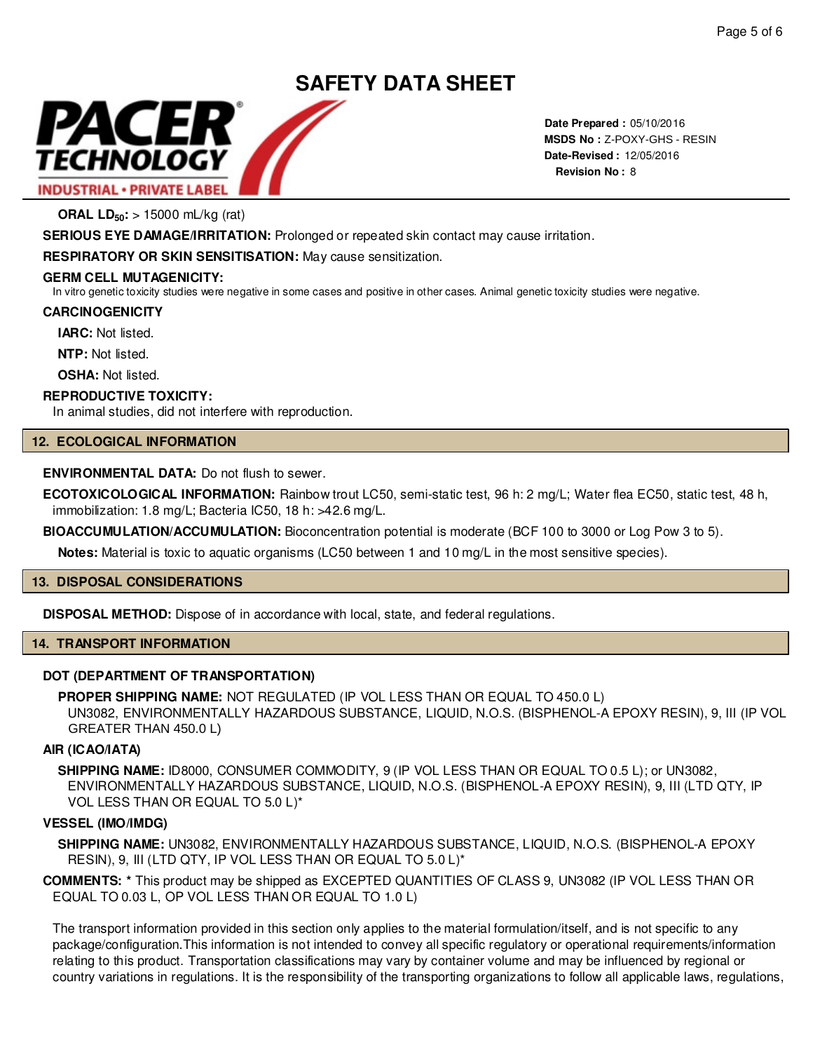**ORAL $LD_{50}$:** > 15000 mL/kg (rat)

**SERIOUS EYE DAMAGE/IRRITATION:** Prolonged or repeated skin contact may cause irritation.

**RESPIRATORY OR SKIN SENSITISATION:** May cause sensitization.

**GERM CELL MUTAGENICITY:**

In vitro genetic toxicity studies were negative in some cases and positive in other cases. Animal genetic toxicity studies were negative.

**CARCINOGENICITY**

**IARC:** Not listed.

**NTP:** Not listed.

**OSHA:** Not listed.

**REPRODUCTIVE TOXICITY:**

In animal studies, did not interfere with reproduction.

## 12. ECOLOGICAL INFORMATION

**ENVIRONMENTAL DATA:** Do not flush to sewer.

**ECOTOXICOLOGICAL INFORMATION:** Rainbow trout LC50, semi-static test, 96 h: 2 mg/L; Water flea EC50, static test, 48 h, immobilization: 1.8 mg/L; Bacteria IC50, 18 h: >42.6 mg/L.

**BIOACCUMULATION/ACCUMULATION:** Bioconcentration potential is moderate (BCF 100 to 3000 or Log Pow 3 to 5).

**Notes:** Material is toxic to aquatic organisms (LC50 between 1 and 10 mg/L in the most sensitive species).

## 13. DISPOSAL CONSIDERATIONS

**DISPOSAL METHOD:** Dispose of in accordance with local, state, and federal regulations.

## 14. TRANSPORT INFORMATION

**DOT (DEPARTMENT OF TRANSPORTATION)**

**PROPER SHIPPING NAME:** NOT REGULATED (IP VOL LESS THAN OR EQUAL TO 450.0 L) UN3082, ENVIRONMENTALLY HAZARDOUS SUBSTANCE, LIQUID, N.O.S. (BISPHENOL-A EPOXY RESIN), 9, III (IP VOL GREATER THAN 450.0 L)

**AIR (ICAO/IATA)**

**SHIPPING NAME:** ID8000, CONSUMER COMMODITY, 9 (IP VOL LESS THAN OR EQUAL TO 0.5 L); or UN3082, ENVIRONMENTALLY HAZARDOUS SUBSTANCE, LIQUID, N.O.S. (BISPHENOL-A EPOXY RESIN), 9, III (LTD QTY, IP VOL LESS THAN OR EQUAL TO 5.0 L)*

**VESSEL (IMO/IMDG)**

**SHIPPING NAME:** UN3082, ENVIRONMENTALLY HAZARDOUS SUBSTANCE, LIQUID, N.O.S. (BISPHENOL-A EPOXY RESIN), 9, III (LTD QTY, IP VOL LESS THAN OR EQUAL TO 5.0 L)*

**COMMENTS:** * This product may be shipped as EXCEPTED QUANTITIES OF CLASS 9, UN3082 (IP VOL LESS THAN OR EQUAL TO 0.03 L, OP VOL LESS THAN OR EQUAL TO 1.0 L)

The transport information provided in this section only applies to the material formulation/itself, and is not specific to any package/configuration.This information is not intended to convey all specific regulatory or operational requirements/information relating to this product. Transportation classifications may vary by container volume and may be influenced by regional or country variations in regulations. It is the responsibility of the transporting organizations to follow all applicable laws, regulations,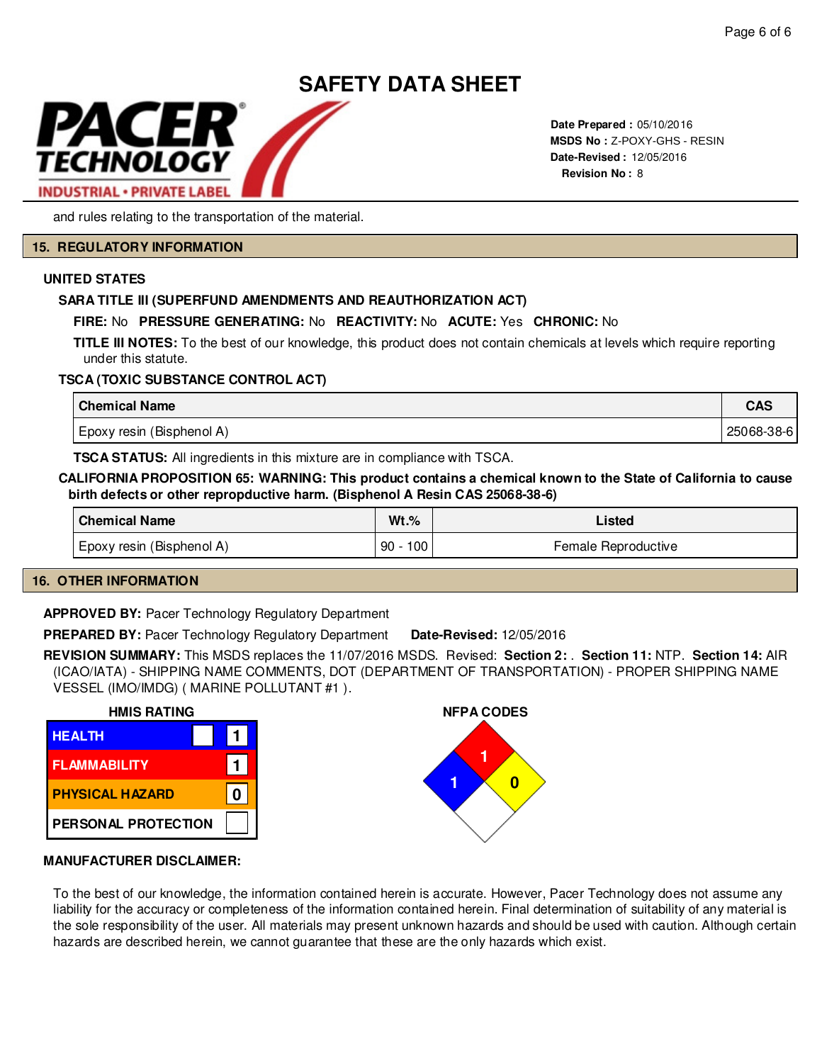and rules relating to the transportation of the material.

## 15. REGULATORY INFORMATION

### UNITED STATES

#### SARA TITLE III (SUPERFUND AMENDMENTS AND REAUTHORIZATION ACT)

**FIRE:** No **PRESSURE GENERATING:** No **REACTIVITY:** No **ACUTE:** Yes **CHRONIC:** No

**TITLE III NOTES:** To the best of our knowledge, this product does not contain chemicals at levels which require reporting under this statute.

#### TSCA (TOXIC SUBSTANCE CONTROL ACT)

| Chemical Name | CAS |
|---|---|
| Epoxy resin (Bisphenol A) | 25068-38-6 |

**TSCA STATUS:** All ingredients in this mixture are in compliance with TSCA.

**CALIFORNIA PROPOSITION 65: WARNING: This product contains a chemical known to the State of California to cause birth defects or other repropductive harm. (Bisphenol A Resin CAS 25068-38-6)**

| Chemical Name | Wt.% | Listed |
|---|---|---|
| Epoxy resin (Bisphenol A) | 90 - 100 | Female Reproductive |

## 16. OTHER INFORMATION

**APPROVED BY:** Pacer Technology Regulatory Department

**PREPARED BY:** Pacer Technology Regulatory Department **Date-Revised:** 12/05/2016

**REVISION SUMMARY:** This MSDS replaces the 11/07/2016 MSDS. Revised: **Section 2:** . **Section 11:** NTP. **Section 14:** AIR (ICAO/IATA) - SHIPPING NAME COMMENTS, DOT (DEPARTMENT OF TRANSPORTATION) - PROPER SHIPPING NAME VESSEL (IMO/IMDG) ( MARINE POLLUTANT #1 ).

**HMIS RATING**

| HMIS | | Rating |
|---|---|---|
| HEALTH | | 1 |
| FLAMMABILITY | | 1 |
| PHYSICAL HAZARD | | 0 |
| PERSONAL PROTECTION | | |

**NFPA CODES**

| Flammability | Health | Instability | Special |
|---|---|---|---|
| 1 | 1 | 0 | |

**MANUFACTURER DISCLAIMER:**

To the best of our knowledge, the information contained herein is accurate. However, Pacer Technology does not assume any liability for the accuracy or completeness of the information contained herein. Final determination of suitability of any material is the sole responsibility of the user. All materials may present unknown hazards and should be used with caution. Although certain hazards are described herein, we cannot guarantee that these are the only hazards which exist.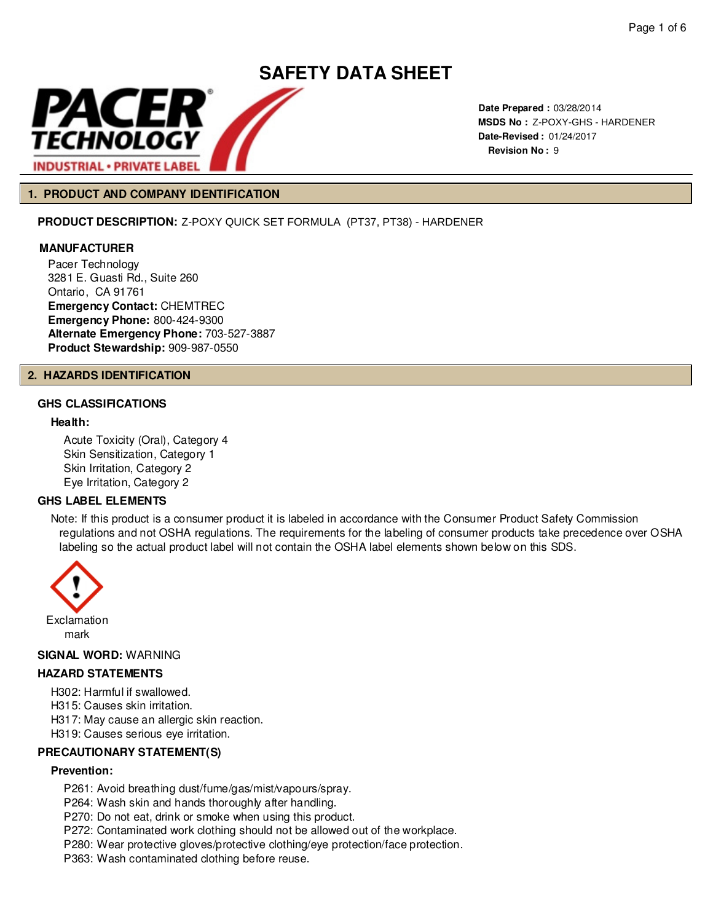# SAFETY DATA SHEET

**Date Prepared :** 03/28/2014
**MSDS No :** Z-POXY-GHS - HARDENER
**Date-Revised :** 01/24/2017
**Revision No :** 9

## 1. PRODUCT AND COMPANY IDENTIFICATION

**PRODUCT DESCRIPTION:** Z-POXY QUICK SET FORMULA (PT37, PT38) - HARDENER

**MANUFACTURER**

Pacer Technology
3281 E. Guasti Rd., Suite 260
Ontario, CA 91761
**Emergency Contact:** CHEMTREC
**Emergency Phone:** 800-424-9300
**Alternate Emergency Phone:** 703-527-3887
**Product Stewardship:** 909-987-0550

## 2. HAZARDS IDENTIFICATION

### GHS CLASSIFICATIONS

**Health:**

Acute Toxicity (Oral), Category 4
Skin Sensitization, Category 1
Skin Irritation, Category 2
Eye Irritation, Category 2

### GHS LABEL ELEMENTS

Note: If this product is a consumer product it is labeled in accordance with the Consumer Product Safety Commission regulations and not OSHA regulations. The requirements for the labeling of consumer products take precedence over OSHA labeling so the actual product label will not contain the OSHA label elements shown below on this SDS.

Exclamation mark

**SIGNAL WORD:** WARNING

### HAZARD STATEMENTS

H302: Harmful if swallowed.
H315: Causes skin irritation.
H317: May cause an allergic skin reaction.
H319: Causes serious eye irritation.

### PRECAUTIONARY STATEMENT(S)

**Prevention:**

P261: Avoid breathing dust/fume/gas/mist/vapours/spray.
P264: Wash skin and hands thoroughly after handling.
P270: Do not eat, drink or smoke when using this product.
P272: Contaminated work clothing should not be allowed out of the workplace.
P280: Wear protective gloves/protective clothing/eye protection/face protection.
P363: Wash contaminated clothing before reuse.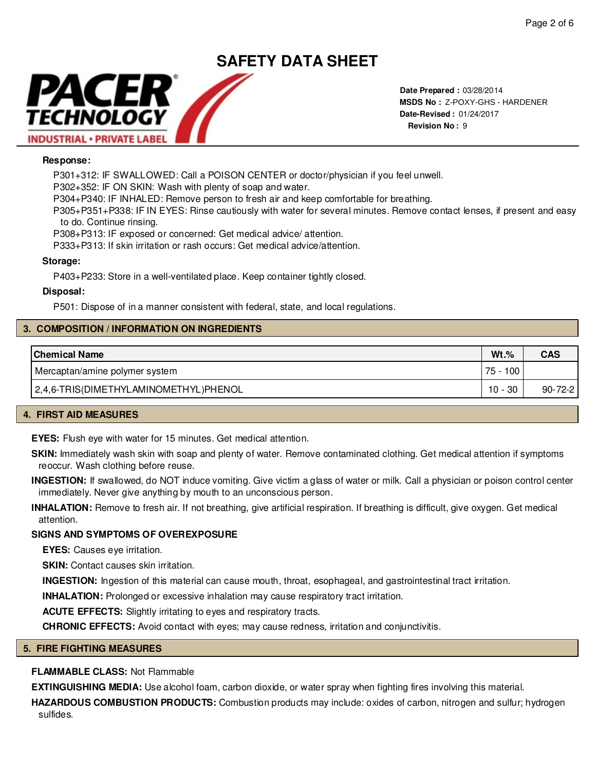# SAFETY DATA SHEET

**Date Prepared :** 03/28/2014
**MSDS No :** Z-POXY-GHS - HARDENER
**Date-Revised :** 01/24/2017
**Revision No :** 9

**Response:**

P301+312: IF SWALLOWED: Call a POISON CENTER or doctor/physician if you feel unwell.
P302+352: IF ON SKIN: Wash with plenty of soap and water.
P304+P340: IF INHALED: Remove person to fresh air and keep comfortable for breathing.
P305+P351+P338: IF IN EYES: Rinse cautiously with water for several minutes. Remove contact lenses, if present and easy to do. Continue rinsing.
P308+P313: IF exposed or concerned: Get medical advice/ attention.
P333+P313: If skin irritation or rash occurs: Get medical advice/attention.

**Storage:**

P403+P233: Store in a well-ventilated place. Keep container tightly closed.

**Disposal:**

P501: Dispose of in a manner consistent with federal, state, and local regulations.

## 3. COMPOSITION / INFORMATION ON INGREDIENTS

| Chemical Name | Wt.% | CAS |
|---|---|---|
| Mercaptan/amine polymer system | 75 - 100 | |
| 2,4,6-TRIS(DIMETHYLAMINOMETHYL)PHENOL | 10 - 30 | 90-72-2 |

## 4. FIRST AID MEASURES

**EYES:** Flush eye with water for 15 minutes. Get medical attention.

**SKIN:** Immediately wash skin with soap and plenty of water. Remove contaminated clothing. Get medical attention if symptoms reoccur. Wash clothing before reuse.

**INGESTION:** If swallowed, do NOT induce vomiting. Give victim a glass of water or milk. Call a physician or poison control center immediately. Never give anything by mouth to an unconscious person.

**INHALATION:** Remove to fresh air. If not breathing, give artificial respiration. If breathing is difficult, give oxygen. Get medical attention.

**SIGNS AND SYMPTOMS OF OVEREXPOSURE**

**EYES:** Causes eye irritation.

**SKIN:** Contact causes skin irritation.

**INGESTION:** Ingestion of this material can cause mouth, throat, esophageal, and gastrointestinal tract irritation.

**INHALATION:** Prolonged or excessive inhalation may cause respiratory tract irritation.

**ACUTE EFFECTS:** Slightly irritating to eyes and respiratory tracts.

**CHRONIC EFFECTS:** Avoid contact with eyes; may cause redness, irritation and conjunctivitis.

## 5. FIRE FIGHTING MEASURES

**FLAMMABLE CLASS:** Not Flammable

**EXTINGUISHING MEDIA:** Use alcohol foam, carbon dioxide, or water spray when fighting fires involving this material.

**HAZARDOUS COMBUSTION PRODUCTS:** Combustion products may include: oxides of carbon, nitrogen and sulfur; hydrogen sulfides.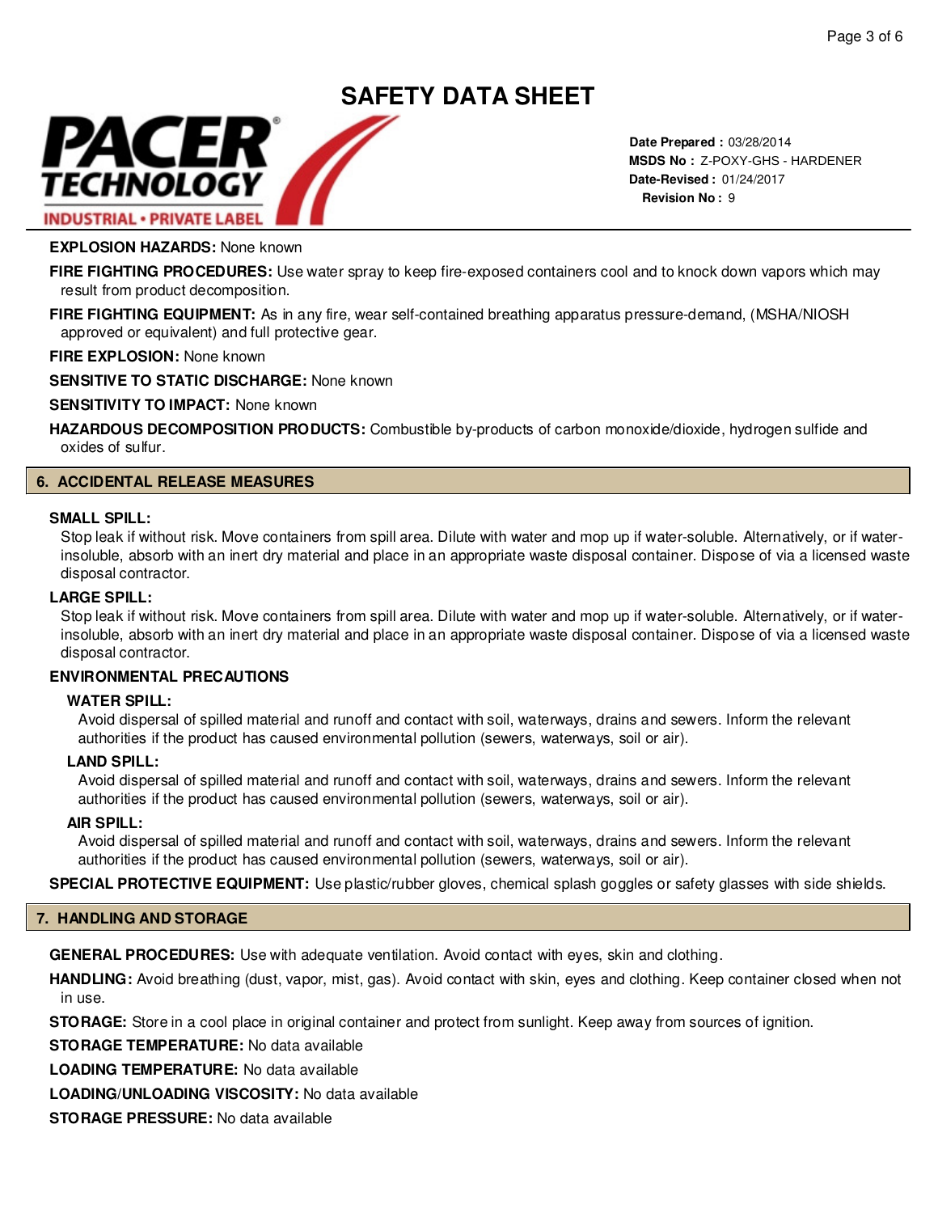**EXPLOSION HAZARDS:** None known

**FIRE FIGHTING PROCEDURES:** Use water spray to keep fire-exposed containers cool and to knock down vapors which may result from product decomposition.

**FIRE FIGHTING EQUIPMENT:** As in any fire, wear self-contained breathing apparatus pressure-demand, (MSHA/NIOSH approved or equivalent) and full protective gear.

**FIRE EXPLOSION:** None known

**SENSITIVE TO STATIC DISCHARGE:** None known

**SENSITIVITY TO IMPACT:** None known

**HAZARDOUS DECOMPOSITION PRODUCTS:** Combustible by-products of carbon monoxide/dioxide, hydrogen sulfide and oxides of sulfur.

## 6. ACCIDENTAL RELEASE MEASURES

**SMALL SPILL:**

Stop leak if without risk. Move containers from spill area. Dilute with water and mop up if water-soluble. Alternatively, or if water-insoluble, absorb with an inert dry material and place in an appropriate waste disposal container. Dispose of via a licensed waste disposal contractor.

**LARGE SPILL:**

Stop leak if without risk. Move containers from spill area. Dilute with water and mop up if water-soluble. Alternatively, or if water-insoluble, absorb with an inert dry material and place in an appropriate waste disposal container. Dispose of via a licensed waste disposal contractor.

**ENVIRONMENTAL PRECAUTIONS**

**WATER SPILL:**

Avoid dispersal of spilled material and runoff and contact with soil, waterways, drains and sewers. Inform the relevant authorities if the product has caused environmental pollution (sewers, waterways, soil or air).

**LAND SPILL:**

Avoid dispersal of spilled material and runoff and contact with soil, waterways, drains and sewers. Inform the relevant authorities if the product has caused environmental pollution (sewers, waterways, soil or air).

**AIR SPILL:**

Avoid dispersal of spilled material and runoff and contact with soil, waterways, drains and sewers. Inform the relevant authorities if the product has caused environmental pollution (sewers, waterways, soil or air).

**SPECIAL PROTECTIVE EQUIPMENT:** Use plastic/rubber gloves, chemical splash goggles or safety glasses with side shields.

## 7. HANDLING AND STORAGE

**GENERAL PROCEDURES:** Use with adequate ventilation. Avoid contact with eyes, skin and clothing.

**HANDLING:** Avoid breathing (dust, vapor, mist, gas). Avoid contact with skin, eyes and clothing. Keep container closed when not in use.

**STORAGE:** Store in a cool place in original container and protect from sunlight. Keep away from sources of ignition.

**STORAGE TEMPERATURE:** No data available

**LOADING TEMPERATURE:** No data available

**LOADING/UNLOADING VISCOSITY:** No data available

**STORAGE PRESSURE:** No data available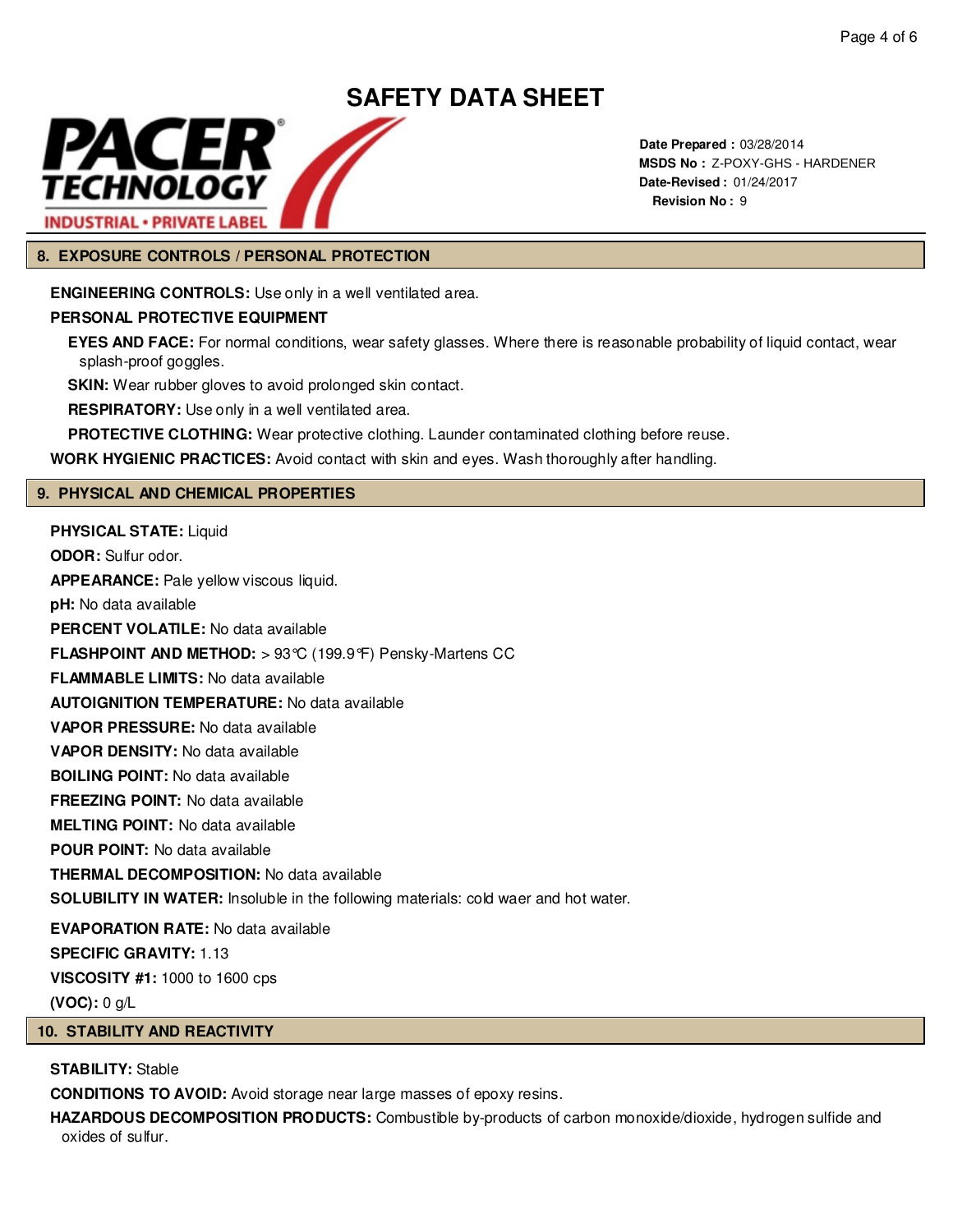# SAFETY DATA SHEET

**Date Prepared :** 03/28/2014
**MSDS No :** Z-POXY-GHS - HARDENER
**Date-Revised :** 01/24/2017
**Revision No :** 9

## 8. EXPOSURE CONTROLS / PERSONAL PROTECTION

**ENGINEERING CONTROLS:** Use only in a well ventilated area.

**PERSONAL PROTECTIVE EQUIPMENT**

**EYES AND FACE:** For normal conditions, wear safety glasses. Where there is reasonable probability of liquid contact, wear splash-proof goggles.

**SKIN:** Wear rubber gloves to avoid prolonged skin contact.

**RESPIRATORY:** Use only in a well ventilated area.

**PROTECTIVE CLOTHING:** Wear protective clothing. Launder contaminated clothing before reuse.

**WORK HYGIENIC PRACTICES:** Avoid contact with skin and eyes. Wash thoroughly after handling.

## 9. PHYSICAL AND CHEMICAL PROPERTIES

**PHYSICAL STATE:** Liquid

**ODOR:** Sulfur odor.

**APPEARANCE:** Pale yellow viscous liquid.

**pH:** No data available

**PERCENT VOLATILE:** No data available

**FLASHPOINT AND METHOD:** > 93°C (199.9°F) Pensky-Martens CC

**FLAMMABLE LIMITS:** No data available

**AUTOIGNITION TEMPERATURE:** No data available

**VAPOR PRESSURE:** No data available

**VAPOR DENSITY:** No data available

**BOILING POINT:** No data available

**FREEZING POINT:** No data available

**MELTING POINT:** No data available

**POUR POINT:** No data available

**THERMAL DECOMPOSITION:** No data available

**SOLUBILITY IN WATER:** Insoluble in the following materials: cold waer and hot water.

**EVAPORATION RATE:** No data available

**SPECIFIC GRAVITY:** 1.13

**VISCOSITY #1:** 1000 to 1600 cps

**(VOC):** 0 g/L

## 10. STABILITY AND REACTIVITY

**STABILITY:** Stable

**CONDITIONS TO AVOID:** Avoid storage near large masses of epoxy resins.

**HAZARDOUS DECOMPOSITION PRODUCTS:** Combustible by-products of carbon monoxide/dioxide, hydrogen sulfide and oxides of sulfur.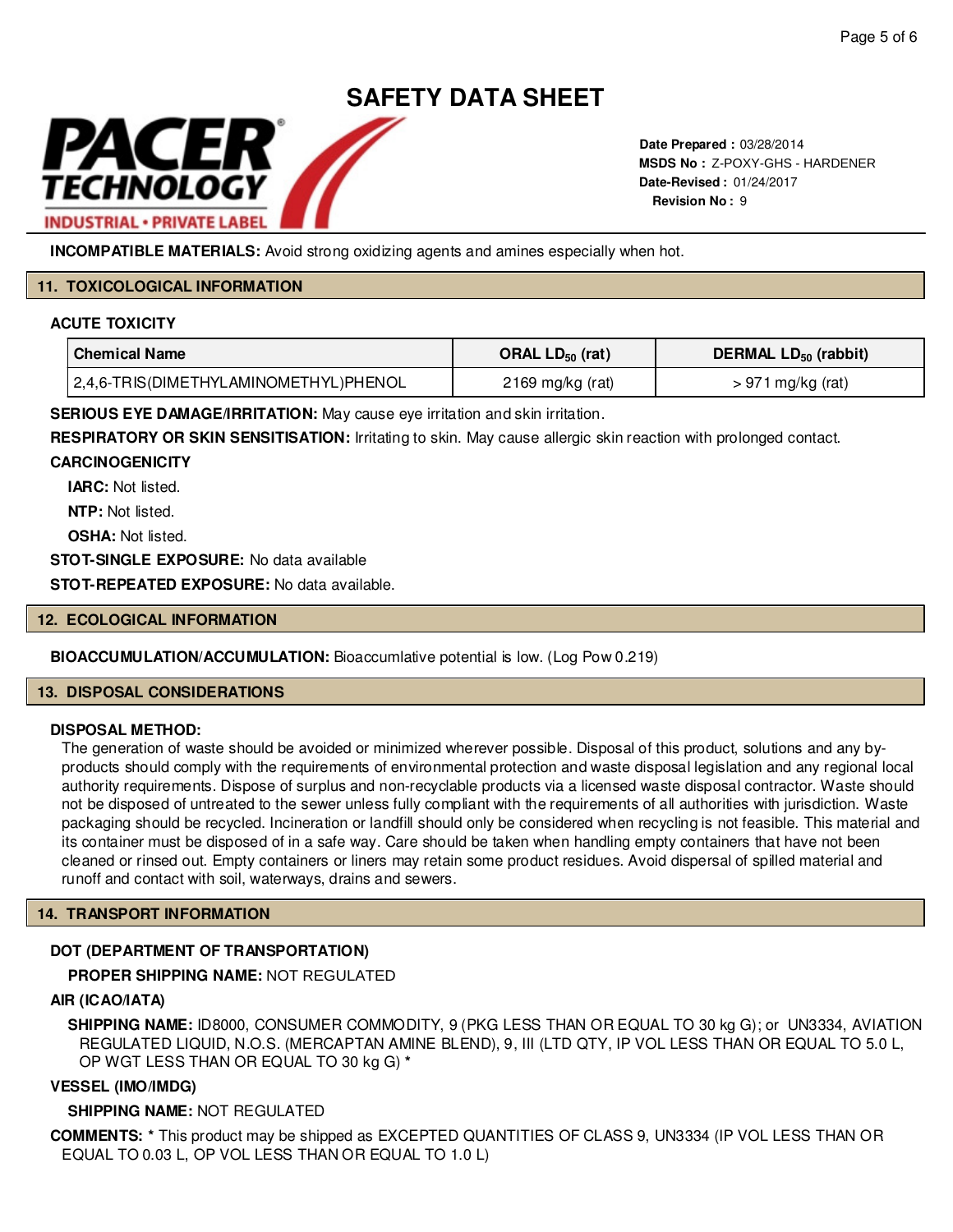**INCOMPATIBLE MATERIALS:** Avoid strong oxidizing agents and amines especially when hot.

## 11. TOXICOLOGICAL INFORMATION

### ACUTE TOXICITY

| Chemical Name | ORAL $LD_{50}$ (rat) | DERMAL $LD_{50}$ (rabbit) |
|---|---|---|
| 2,4,6-TRIS(DIMETHYLAMINOMETHYL)PHENOL | 2169 mg/kg (rat) | > 971 mg/kg (rat) |

**SERIOUS EYE DAMAGE/IRRITATION:** May cause eye irritation and skin irritation.

**RESPIRATORY OR SKIN SENSITISATION:** Irritating to skin. May cause allergic skin reaction with prolonged contact.

**CARCINOGENICITY**

**IARC:** Not listed.

**NTP:** Not listed.

**OSHA:** Not listed.

**STOT-SINGLE EXPOSURE:** No data available

**STOT-REPEATED EXPOSURE:** No data available.

## 12. ECOLOGICAL INFORMATION

**BIOACCUMULATION/ACCUMULATION:** Bioaccumlative potential is low. (Log Pow 0.219)

## 13. DISPOSAL CONSIDERATIONS

**DISPOSAL METHOD:**

The generation of waste should be avoided or minimized wherever possible. Disposal of this product, solutions and any by-products should comply with the requirements of environmental protection and waste disposal legislation and any regional local authority requirements. Dispose of surplus and non-recyclable products via a licensed waste disposal contractor. Waste should not be disposed of untreated to the sewer unless fully compliant with the requirements of all authorities with jurisdiction. Waste packaging should be recycled. Incineration or landfill should only be considered when recycling is not feasible. This material and its container must be disposed of in a safe way. Care should be taken when handling empty containers that have not been cleaned or rinsed out. Empty containers or liners may retain some product residues. Avoid dispersal of spilled material and runoff and contact with soil, waterways, drains and sewers.

## 14. TRANSPORT INFORMATION

**DOT (DEPARTMENT OF TRANSPORTATION)**

**PROPER SHIPPING NAME:** NOT REGULATED

**AIR (ICAO/IATA)**

**SHIPPING NAME:** ID8000, CONSUMER COMMODITY, 9 (PKG LESS THAN OR EQUAL TO 30 kg G); or UN3334, AVIATION REGULATED LIQUID, N.O.S. (MERCAPTAN AMINE BLEND), 9, III (LTD QTY, IP VOL LESS THAN OR EQUAL TO 5.0 L, OP WGT LESS THAN OR EQUAL TO 30 kg G) *

**VESSEL (IMO/IMDG)**

**SHIPPING NAME:** NOT REGULATED

**COMMENTS:** * This product may be shipped as EXCEPTED QUANTITIES OF CLASS 9, UN3334 (IP VOL LESS THAN OR EQUAL TO 0.03 L, OP VOL LESS THAN OR EQUAL TO 1.0 L)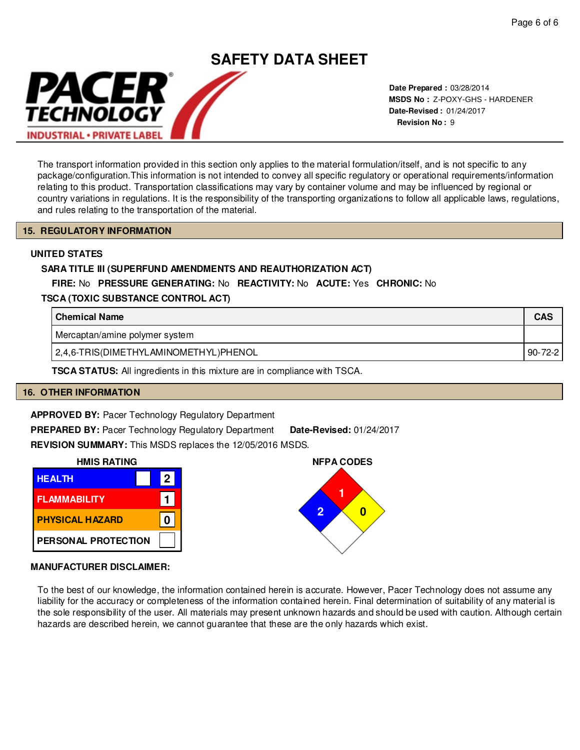# SAFETY DATA SHEET

**PACER TECHNOLOGY**
INDUSTRIAL • PRIVATE LABEL

**Date Prepared :** 03/28/2014
**MSDS No :** Z-POXY-GHS - HARDENER
**Date-Revised :** 01/24/2017
**Revision No :** 9

The transport information provided in this section only applies to the material formulation/itself, and is not specific to any package/configuration.This information is not intended to convey all specific regulatory or operational requirements/information relating to this product. Transportation classifications may vary by container volume and may be influenced by regional or country variations in regulations. It is the responsibility of the transporting organizations to follow all applicable laws, regulations, and rules relating to the transportation of the material.

## 15. REGULATORY INFORMATION

**UNITED STATES**

**SARA TITLE III (SUPERFUND AMENDMENTS AND REAUTHORIZATION ACT)**

**FIRE:** No **PRESSURE GENERATING:** No **REACTIVITY:** No **ACUTE:** Yes **CHRONIC:** No

**TSCA (TOXIC SUBSTANCE CONTROL ACT)**

| Chemical Name | CAS |
|---|---|
| Mercaptan/amine polymer system | |
| 2,4,6-TRIS(DIMETHYLAMINOMETHYL)PHENOL | 90-72-2 |

**TSCA STATUS:** All ingredients in this mixture are in compliance with TSCA.

## 16. OTHER INFORMATION

**APPROVED BY:** Pacer Technology Regulatory Department

**PREPARED BY:** Pacer Technology Regulatory Department **Date-Revised:** 01/24/2017

**REVISION SUMMARY:** This MSDS replaces the 12/05/2016 MSDS.

**HMIS RATING**

| | |
|---|---|
| HEALTH | 2 |
| FLAMMABILITY | 1 |
| PHYSICAL HAZARD | 0 |
| PERSONAL PROTECTION | |

**NFPA CODES**

1
2
0

**MANUFACTURER DISCLAIMER:**

To the best of our knowledge, the information contained herein is accurate. However, Pacer Technology does not assume any liability for the accuracy or completeness of the information contained herein. Final determination of suitability of any material is the sole responsibility of the user. All materials may present unknown hazards and should be used with caution. Although certain hazards are described herein, we cannot guarantee that these are the only hazards which exist.